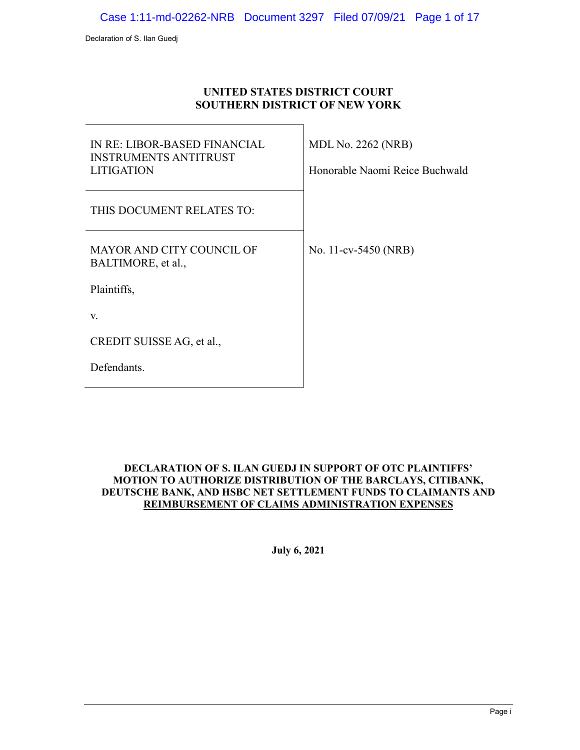**UNITED STATES DISTRICT COURT**
**SOUTHERN DISTRICT OF NEW YORK**

| | |
|---|---|
| IN RE: LIBOR-BASED FINANCIAL INSTRUMENTS ANTITRUST LITIGATION | MDL No. 2262 (NRB)<br><br>Honorable Naomi Reice Buchwald |
| THIS DOCUMENT RELATES TO: | |
| MAYOR AND CITY COUNCIL OF BALTIMORE, et al.,<br><br>Plaintiffs,<br><br>v.<br><br>CREDIT SUISSE AG, et al.,<br><br>Defendants. | No. 11-cv-5450 (NRB) |

**DECLARATION OF S. ILAN GUEDJ IN SUPPORT OF OTC PLAINTIFFS' MOTION TO AUTHORIZE DISTRIBUTION OF THE BARCLAYS, CITIBANK, DEUTSCHE BANK, AND HSBC NET SETTLEMENT FUNDS TO CLAIMANTS AND REIMBURSEMENT OF CLAIMS ADMINISTRATION EXPENSES**

**July 6, 2021**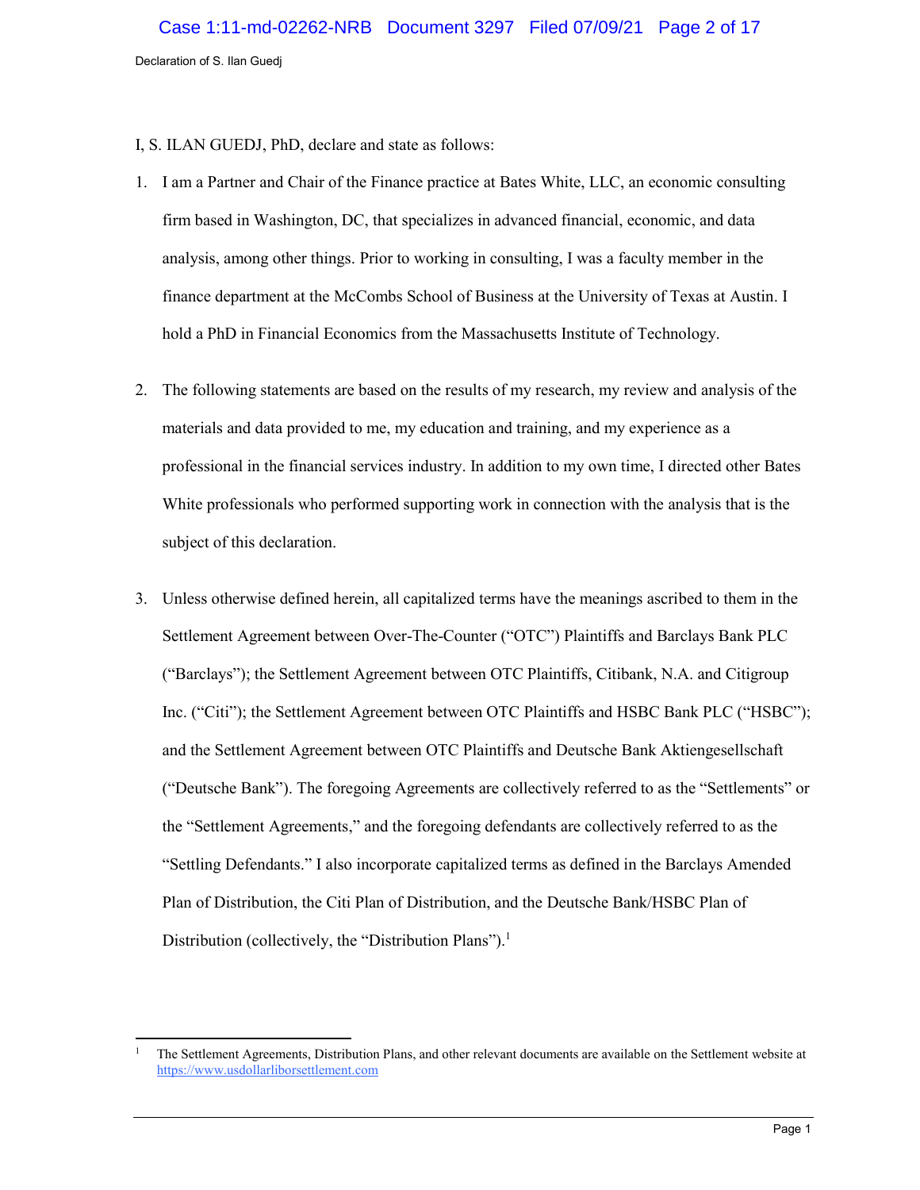I, S. ILAN GUEDJ, PhD, declare and state as follows:

1. I am a Partner and Chair of the Finance practice at Bates White, LLC, an economic consulting firm based in Washington, DC, that specializes in advanced financial, economic, and data analysis, among other things. Prior to working in consulting, I was a faculty member in the finance department at the McCombs School of Business at the University of Texas at Austin. I hold a PhD in Financial Economics from the Massachusetts Institute of Technology.

2. The following statements are based on the results of my research, my review and analysis of the materials and data provided to me, my education and training, and my experience as a professional in the financial services industry. In addition to my own time, I directed other Bates White professionals who performed supporting work in connection with the analysis that is the subject of this declaration.

3. Unless otherwise defined herein, all capitalized terms have the meanings ascribed to them in the Settlement Agreement between Over-The-Counter ("OTC") Plaintiffs and Barclays Bank PLC ("Barclays"); the Settlement Agreement between OTC Plaintiffs, Citibank, N.A. and Citigroup Inc. ("Citi"); the Settlement Agreement between OTC Plaintiffs and HSBC Bank PLC ("HSBC"); and the Settlement Agreement between OTC Plaintiffs and Deutsche Bank Aktiengesellschaft ("Deutsche Bank"). The foregoing Agreements are collectively referred to as the "Settlements" or the "Settlement Agreements," and the foregoing defendants are collectively referred to as the "Settling Defendants." I also incorporate capitalized terms as defined in the Barclays Amended Plan of Distribution, the Citi Plan of Distribution, and the Deutsche Bank/HSBC Plan of Distribution (collectively, the "Distribution Plans").[1]

[1] The Settlement Agreements, Distribution Plans, and other relevant documents are available on the Settlement website at https://www.usdollarliborsettlement.com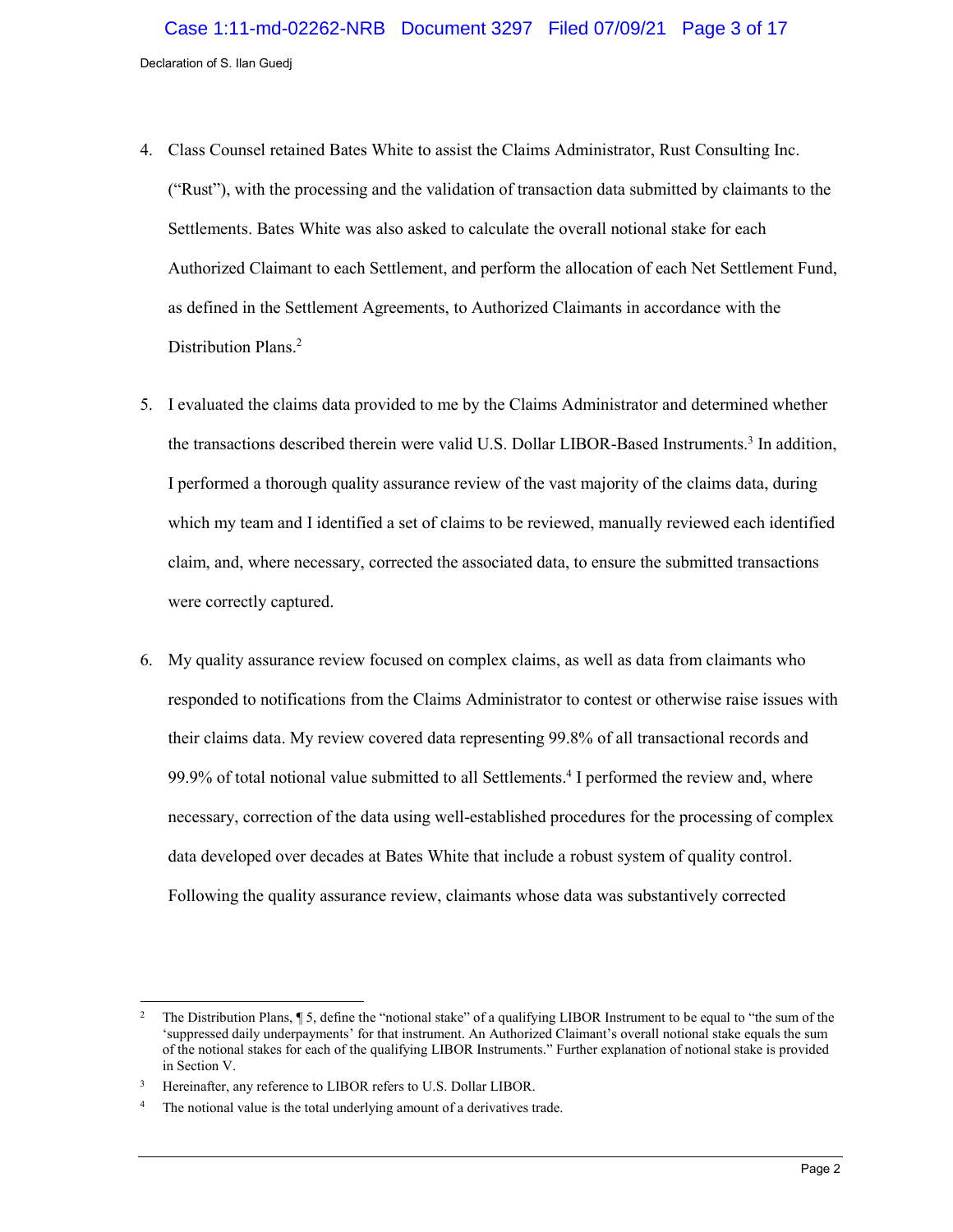4. Class Counsel retained Bates White to assist the Claims Administrator, Rust Consulting Inc. ("Rust"), with the processing and the validation of transaction data submitted by claimants to the Settlements. Bates White was also asked to calculate the overall notional stake for each Authorized Claimant to each Settlement, and perform the allocation of each Net Settlement Fund, as defined in the Settlement Agreements, to Authorized Claimants in accordance with the Distribution Plans.[2]

5. I evaluated the claims data provided to me by the Claims Administrator and determined whether the transactions described therein were valid U.S. Dollar LIBOR-Based Instruments.[3] In addition, I performed a thorough quality assurance review of the vast majority of the claims data, during which my team and I identified a set of claims to be reviewed, manually reviewed each identified claim, and, where necessary, corrected the associated data, to ensure the submitted transactions were correctly captured.

6. My quality assurance review focused on complex claims, as well as data from claimants who responded to notifications from the Claims Administrator to contest or otherwise raise issues with their claims data. My review covered data representing 99.8% of all transactional records and 99.9% of total notional value submitted to all Settlements.[4] I performed the review and, where necessary, correction of the data using well-established procedures for the processing of complex data developed over decades at Bates White that include a robust system of quality control. Following the quality assurance review, claimants whose data was substantively corrected

---

[2] The Distribution Plans, ¶ 5, define the "notional stake" of a qualifying LIBOR Instrument to be equal to "the sum of the 'suppressed daily underpayments' for that instrument. An Authorized Claimant's overall notional stake equals the sum of the notional stakes for each of the qualifying LIBOR Instruments." Further explanation of notional stake is provided in Section V.

[3] Hereinafter, any reference to LIBOR refers to U.S. Dollar LIBOR.

[4] The notional value is the total underlying amount of a derivatives trade.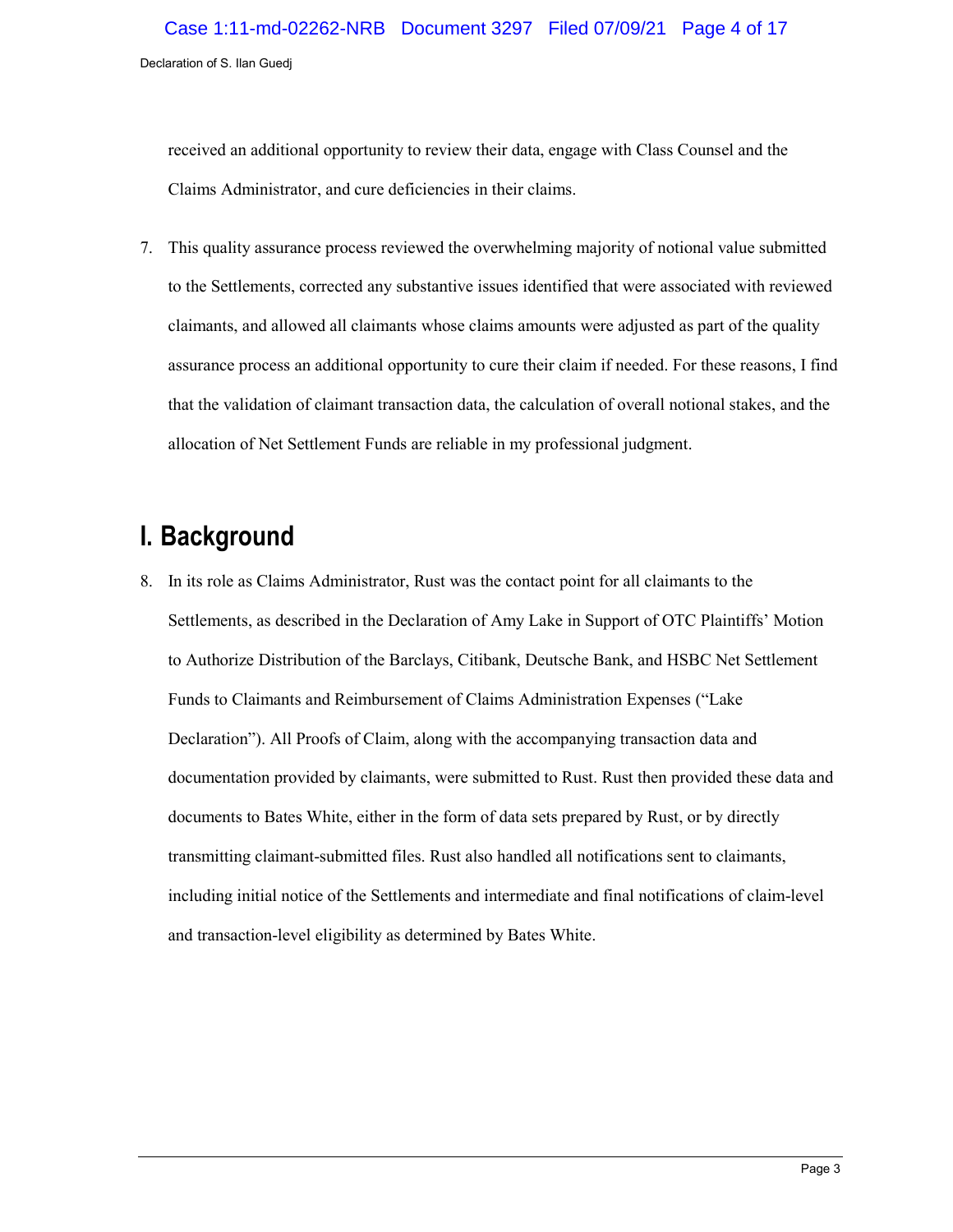received an additional opportunity to review their data, engage with Class Counsel and the Claims Administrator, and cure deficiencies in their claims.

7. This quality assurance process reviewed the overwhelming majority of notional value submitted to the Settlements, corrected any substantive issues identified that were associated with reviewed claimants, and allowed all claimants whose claims amounts were adjusted as part of the quality assurance process an additional opportunity to cure their claim if needed. For these reasons, I find that the validation of claimant transaction data, the calculation of overall notional stakes, and the allocation of Net Settlement Funds are reliable in my professional judgment.

# I. Background

8. In its role as Claims Administrator, Rust was the contact point for all claimants to the Settlements, as described in the Declaration of Amy Lake in Support of OTC Plaintiffs' Motion to Authorize Distribution of the Barclays, Citibank, Deutsche Bank, and HSBC Net Settlement Funds to Claimants and Reimbursement of Claims Administration Expenses ("Lake Declaration"). All Proofs of Claim, along with the accompanying transaction data and documentation provided by claimants, were submitted to Rust. Rust then provided these data and documents to Bates White, either in the form of data sets prepared by Rust, or by directly transmitting claimant-submitted files. Rust also handled all notifications sent to claimants, including initial notice of the Settlements and intermediate and final notifications of claim-level and transaction-level eligibility as determined by Bates White.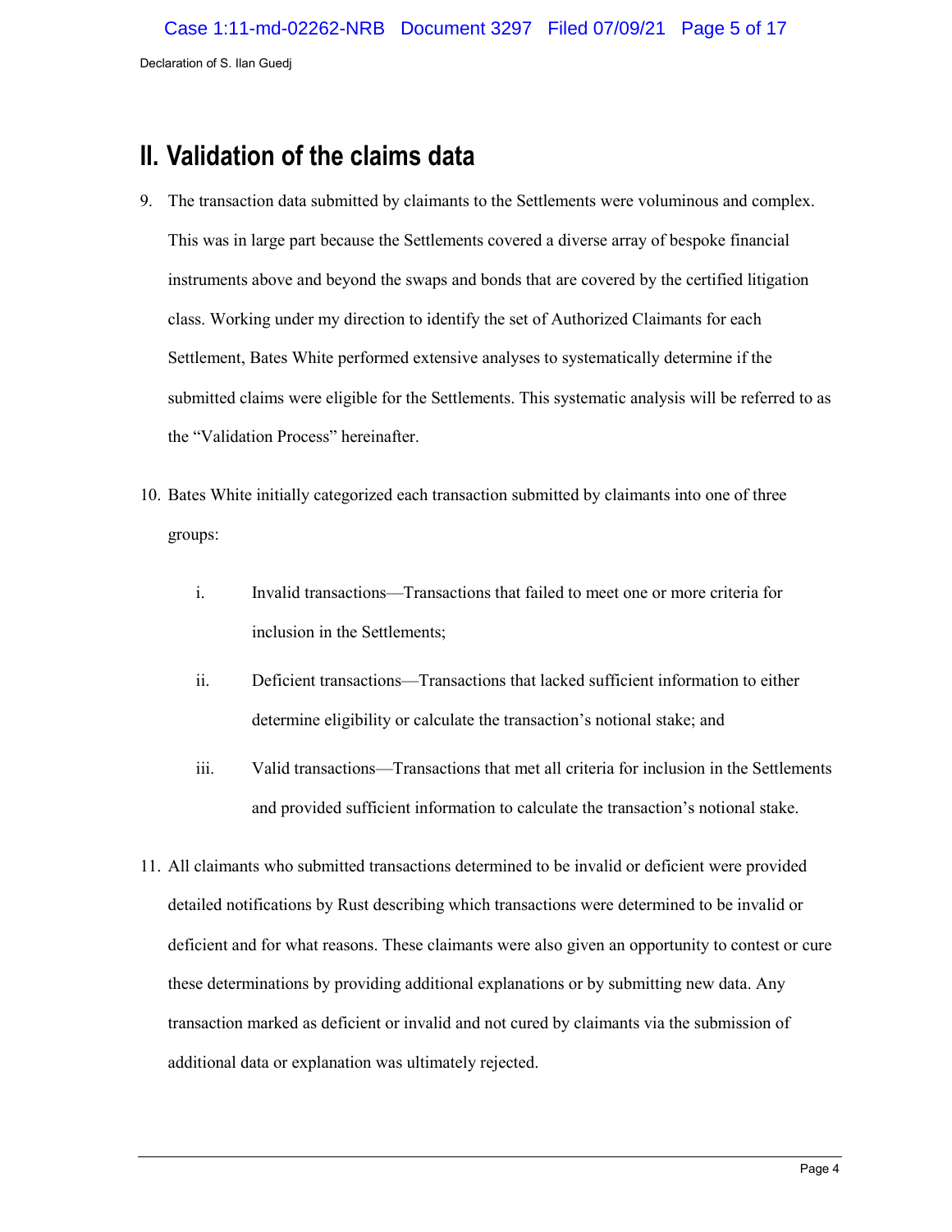## II. Validation of the claims data

9. The transaction data submitted by claimants to the Settlements were voluminous and complex. This was in large part because the Settlements covered a diverse array of bespoke financial instruments above and beyond the swaps and bonds that are covered by the certified litigation class. Working under my direction to identify the set of Authorized Claimants for each Settlement, Bates White performed extensive analyses to systematically determine if the submitted claims were eligible for the Settlements. This systematic analysis will be referred to as the "Validation Process" hereinafter.

10. Bates White initially categorized each transaction submitted by claimants into one of three groups:

    i. Invalid transactions—Transactions that failed to meet one or more criteria for inclusion in the Settlements;

    ii. Deficient transactions—Transactions that lacked sufficient information to either determine eligibility or calculate the transaction's notional stake; and

    iii. Valid transactions—Transactions that met all criteria for inclusion in the Settlements and provided sufficient information to calculate the transaction's notional stake.

11. All claimants who submitted transactions determined to be invalid or deficient were provided detailed notifications by Rust describing which transactions were determined to be invalid or deficient and for what reasons. These claimants were also given an opportunity to contest or cure these determinations by providing additional explanations or by submitting new data. Any transaction marked as deficient or invalid and not cured by claimants via the submission of additional data or explanation was ultimately rejected.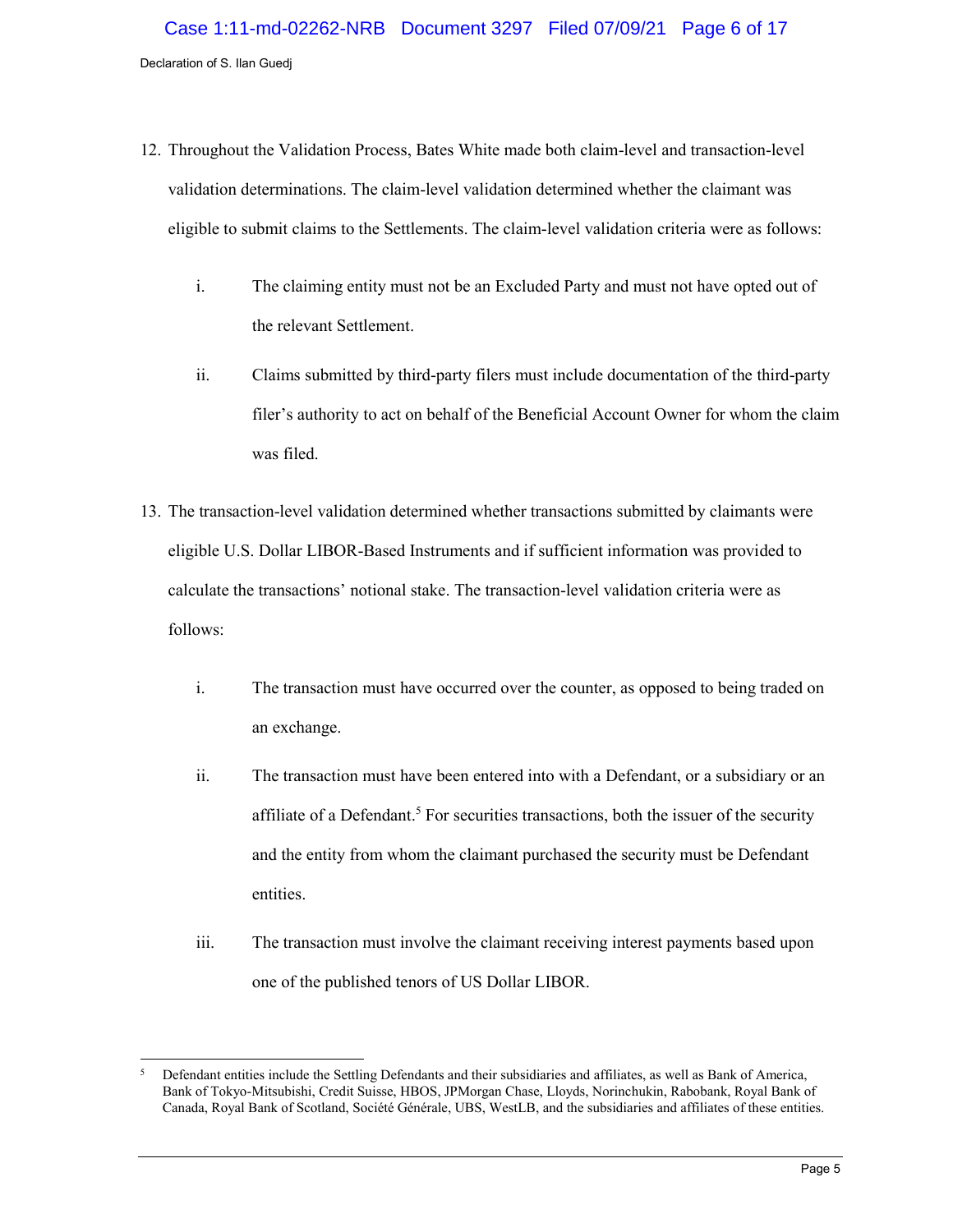12. Throughout the Validation Process, Bates White made both claim-level and transaction-level validation determinations. The claim-level validation determined whether the claimant was eligible to submit claims to the Settlements. The claim-level validation criteria were as follows:

    i. The claiming entity must not be an Excluded Party and must not have opted out of the relevant Settlement.

    ii. Claims submitted by third-party filers must include documentation of the third-party filer's authority to act on behalf of the Beneficial Account Owner for whom the claim was filed.

13. The transaction-level validation determined whether transactions submitted by claimants were eligible U.S. Dollar LIBOR-Based Instruments and if sufficient information was provided to calculate the transactions' notional stake. The transaction-level validation criteria were as follows:

    i. The transaction must have occurred over the counter, as opposed to being traded on an exchange.

    ii. The transaction must have been entered into with a Defendant, or a subsidiary or an affiliate of a Defendant.[5] For securities transactions, both the issuer of the security and the entity from whom the claimant purchased the security must be Defendant entities.

    iii. The transaction must involve the claimant receiving interest payments based upon one of the published tenors of US Dollar LIBOR.

---

[5] Defendant entities include the Settling Defendants and their subsidiaries and affiliates, as well as Bank of America, Bank of Tokyo-Mitsubishi, Credit Suisse, HBOS, JPMorgan Chase, Lloyds, Norinchukin, Rabobank, Royal Bank of Canada, Royal Bank of Scotland, Société Générale, UBS, WestLB, and the subsidiaries and affiliates of these entities.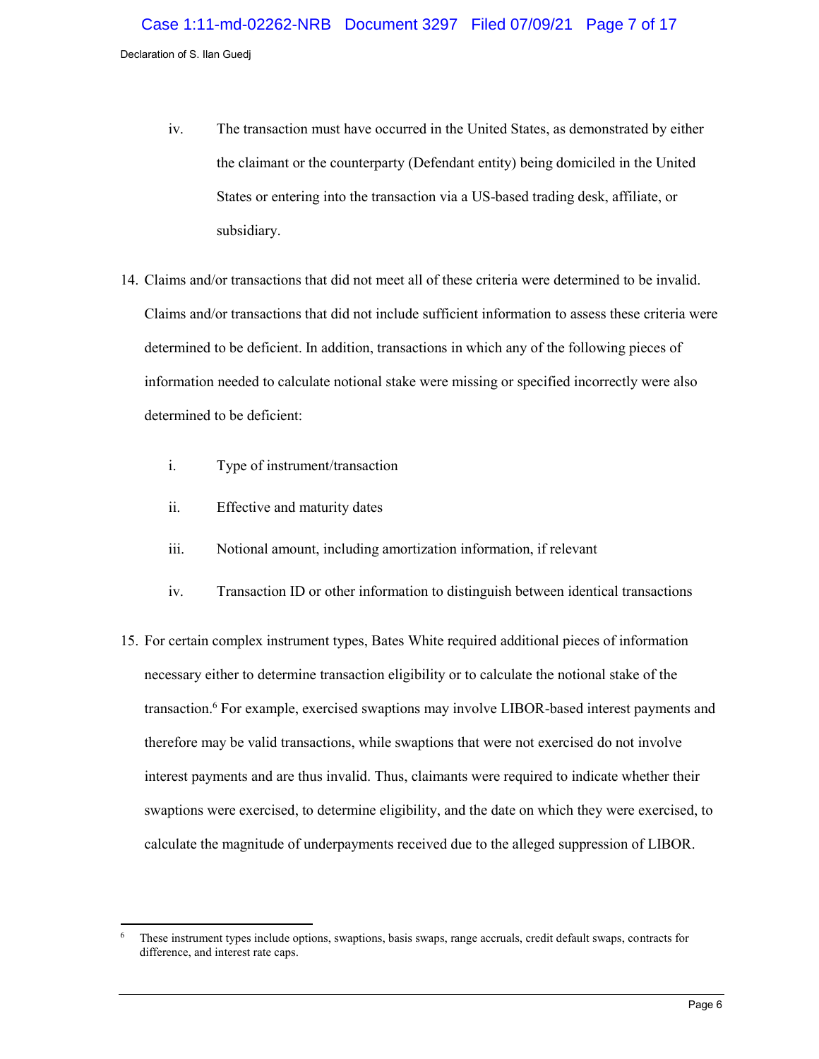iv. The transaction must have occurred in the United States, as demonstrated by either the claimant or the counterparty (Defendant entity) being domiciled in the United States or entering into the transaction via a US-based trading desk, affiliate, or subsidiary.

14. Claims and/or transactions that did not meet all of these criteria were determined to be invalid. Claims and/or transactions that did not include sufficient information to assess these criteria were determined to be deficient. In addition, transactions in which any of the following pieces of information needed to calculate notional stake were missing or specified incorrectly were also determined to be deficient:

    i. Type of instrument/transaction

    ii. Effective and maturity dates

    iii. Notional amount, including amortization information, if relevant

    iv. Transaction ID or other information to distinguish between identical transactions

15. For certain complex instrument types, Bates White required additional pieces of information necessary either to determine transaction eligibility or to calculate the notional stake of the transaction.[6] For example, exercised swaptions may involve LIBOR-based interest payments and therefore may be valid transactions, while swaptions that were not exercised do not involve interest payments and are thus invalid. Thus, claimants were required to indicate whether their swaptions were exercised, to determine eligibility, and the date on which they were exercised, to calculate the magnitude of underpayments received due to the alleged suppression of LIBOR.

---

[6] These instrument types include options, swaptions, basis swaps, range accruals, credit default swaps, contracts for difference, and interest rate caps.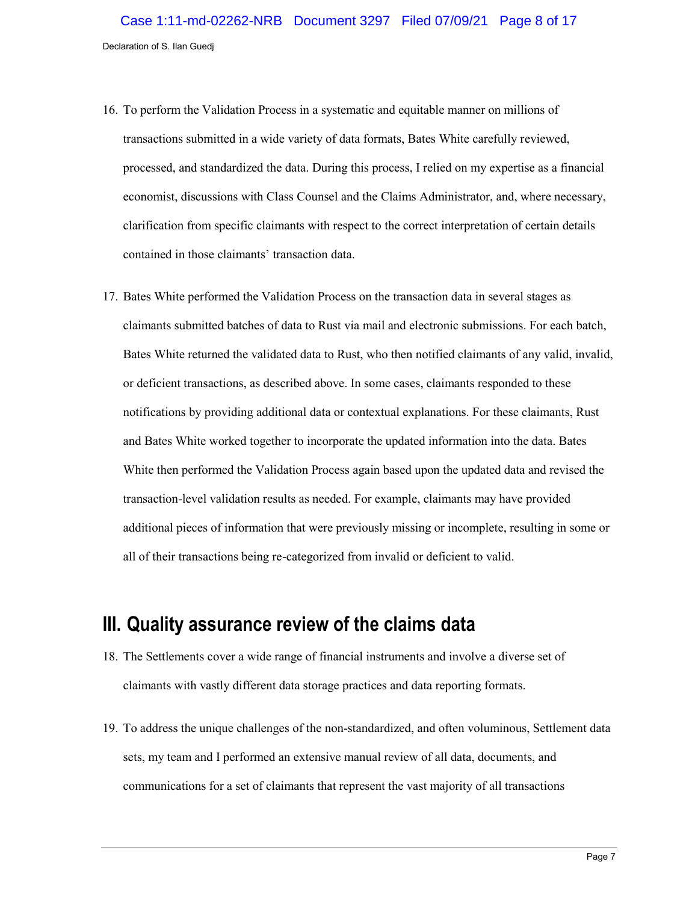16. To perform the Validation Process in a systematic and equitable manner on millions of transactions submitted in a wide variety of data formats, Bates White carefully reviewed, processed, and standardized the data. During this process, I relied on my expertise as a financial economist, discussions with Class Counsel and the Claims Administrator, and, where necessary, clarification from specific claimants with respect to the correct interpretation of certain details contained in those claimants' transaction data.

17. Bates White performed the Validation Process on the transaction data in several stages as claimants submitted batches of data to Rust via mail and electronic submissions. For each batch, Bates White returned the validated data to Rust, who then notified claimants of any valid, invalid, or deficient transactions, as described above. In some cases, claimants responded to these notifications by providing additional data or contextual explanations. For these claimants, Rust and Bates White worked together to incorporate the updated information into the data. Bates White then performed the Validation Process again based upon the updated data and revised the transaction-level validation results as needed. For example, claimants may have provided additional pieces of information that were previously missing or incomplete, resulting in some or all of their transactions being re-categorized from invalid or deficient to valid.

## III. Quality assurance review of the claims data

18. The Settlements cover a wide range of financial instruments and involve a diverse set of claimants with vastly different data storage practices and data reporting formats.

19. To address the unique challenges of the non-standardized, and often voluminous, Settlement data sets, my team and I performed an extensive manual review of all data, documents, and communications for a set of claimants that represent the vast majority of all transactions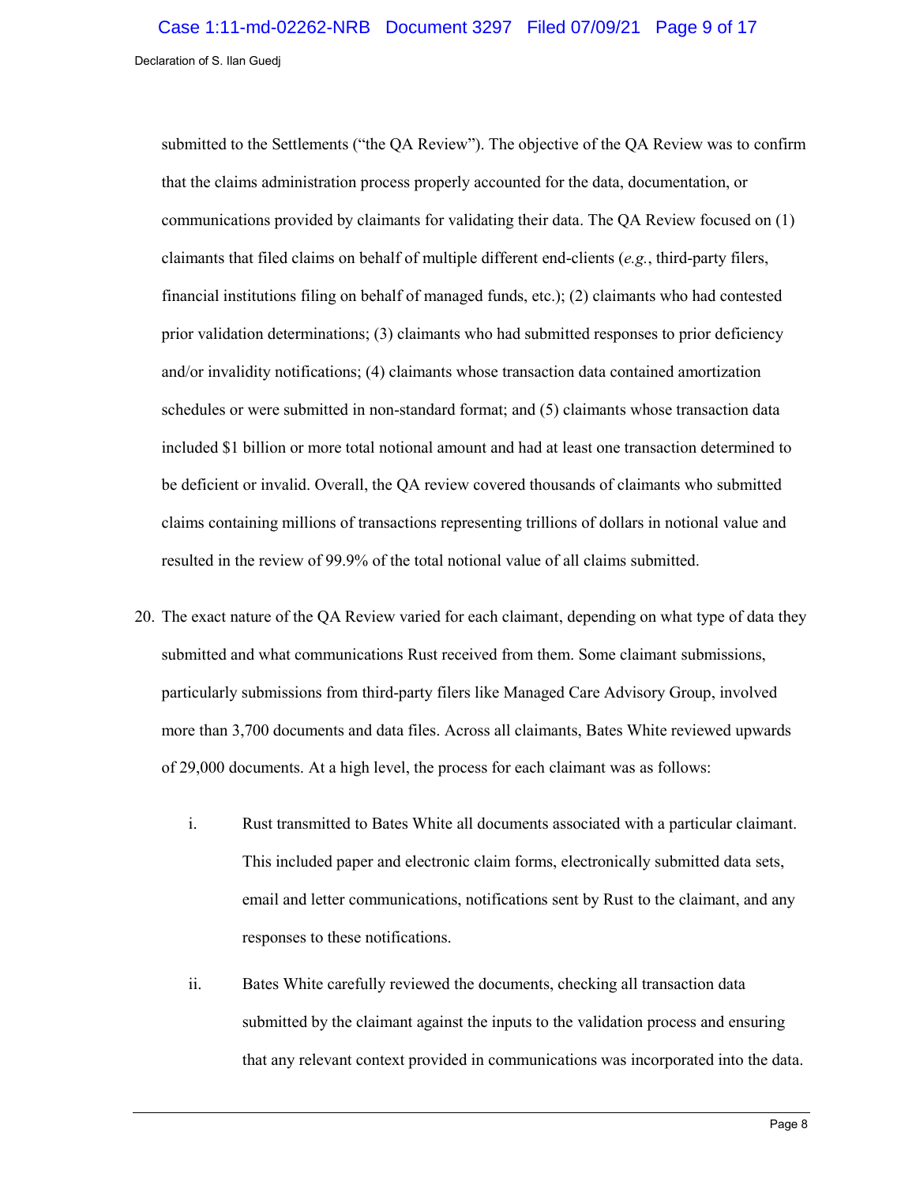submitted to the Settlements ("the QA Review"). The objective of the QA Review was to confirm that the claims administration process properly accounted for the data, documentation, or communications provided by claimants for validating their data. The QA Review focused on (1) claimants that filed claims on behalf of multiple different end-clients (*e.g.*, third-party filers, financial institutions filing on behalf of managed funds, etc.); (2) claimants who had contested prior validation determinations; (3) claimants who had submitted responses to prior deficiency and/or invalidity notifications; (4) claimants whose transaction data contained amortization schedules or were submitted in non-standard format; and (5) claimants whose transaction data included $1 billion or more total notional amount and had at least one transaction determined to be deficient or invalid. Overall, the QA review covered thousands of claimants who submitted claims containing millions of transactions representing trillions of dollars in notional value and resulted in the review of 99.9% of the total notional value of all claims submitted.

20. The exact nature of the QA Review varied for each claimant, depending on what type of data they submitted and what communications Rust received from them. Some claimant submissions, particularly submissions from third-party filers like Managed Care Advisory Group, involved more than 3,700 documents and data files. Across all claimants, Bates White reviewed upwards of 29,000 documents. At a high level, the process for each claimant was as follows:

    i. Rust transmitted to Bates White all documents associated with a particular claimant. This included paper and electronic claim forms, electronically submitted data sets, email and letter communications, notifications sent by Rust to the claimant, and any responses to these notifications.

    ii. Bates White carefully reviewed the documents, checking all transaction data submitted by the claimant against the inputs to the validation process and ensuring that any relevant context provided in communications was incorporated into the data.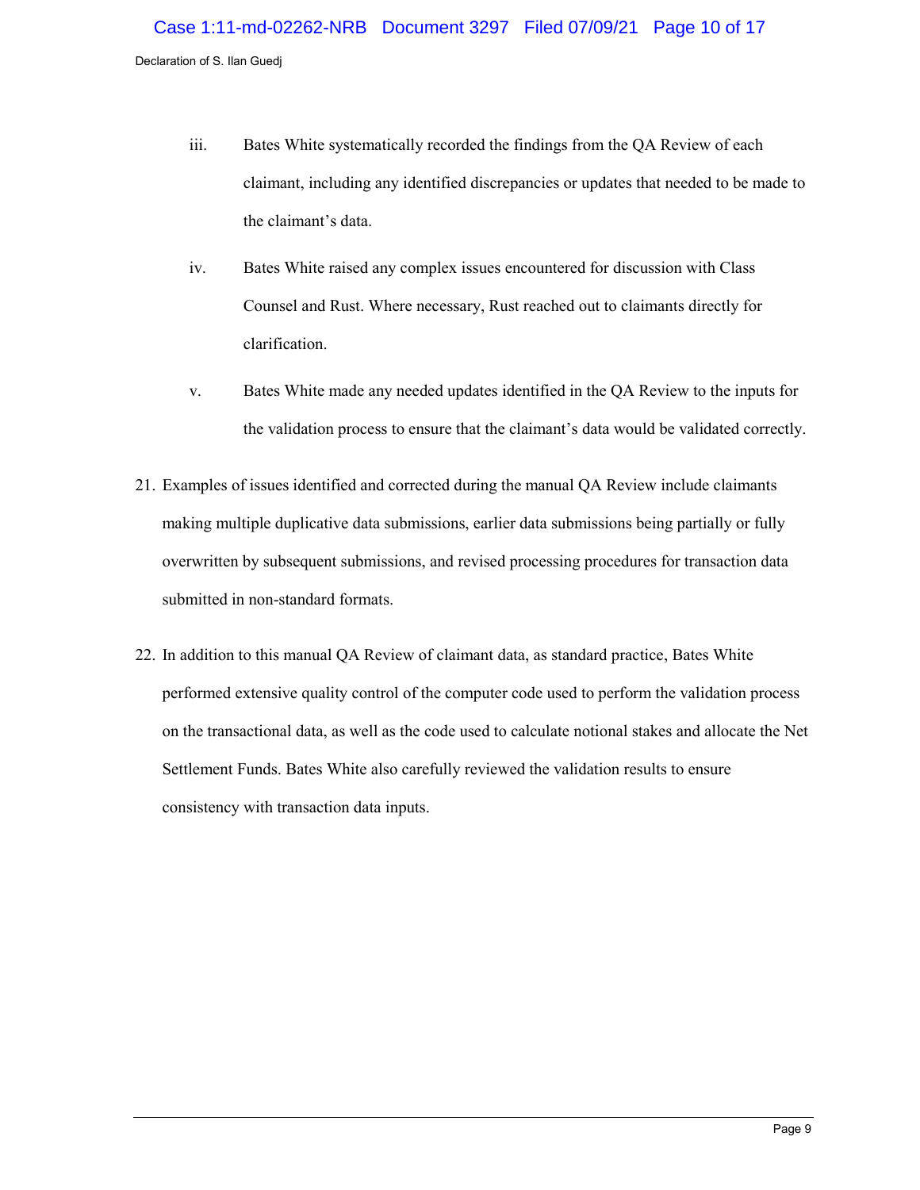iii. Bates White systematically recorded the findings from the QA Review of each claimant, including any identified discrepancies or updates that needed to be made to the claimant's data.

iv. Bates White raised any complex issues encountered for discussion with Class Counsel and Rust. Where necessary, Rust reached out to claimants directly for clarification.

v. Bates White made any needed updates identified in the QA Review to the inputs for the validation process to ensure that the claimant's data would be validated correctly.

21. Examples of issues identified and corrected during the manual QA Review include claimants making multiple duplicative data submissions, earlier data submissions being partially or fully overwritten by subsequent submissions, and revised processing procedures for transaction data submitted in non-standard formats.

22. In addition to this manual QA Review of claimant data, as standard practice, Bates White performed extensive quality control of the computer code used to perform the validation process on the transactional data, as well as the code used to calculate notional stakes and allocate the Net Settlement Funds. Bates White also carefully reviewed the validation results to ensure consistency with transaction data inputs.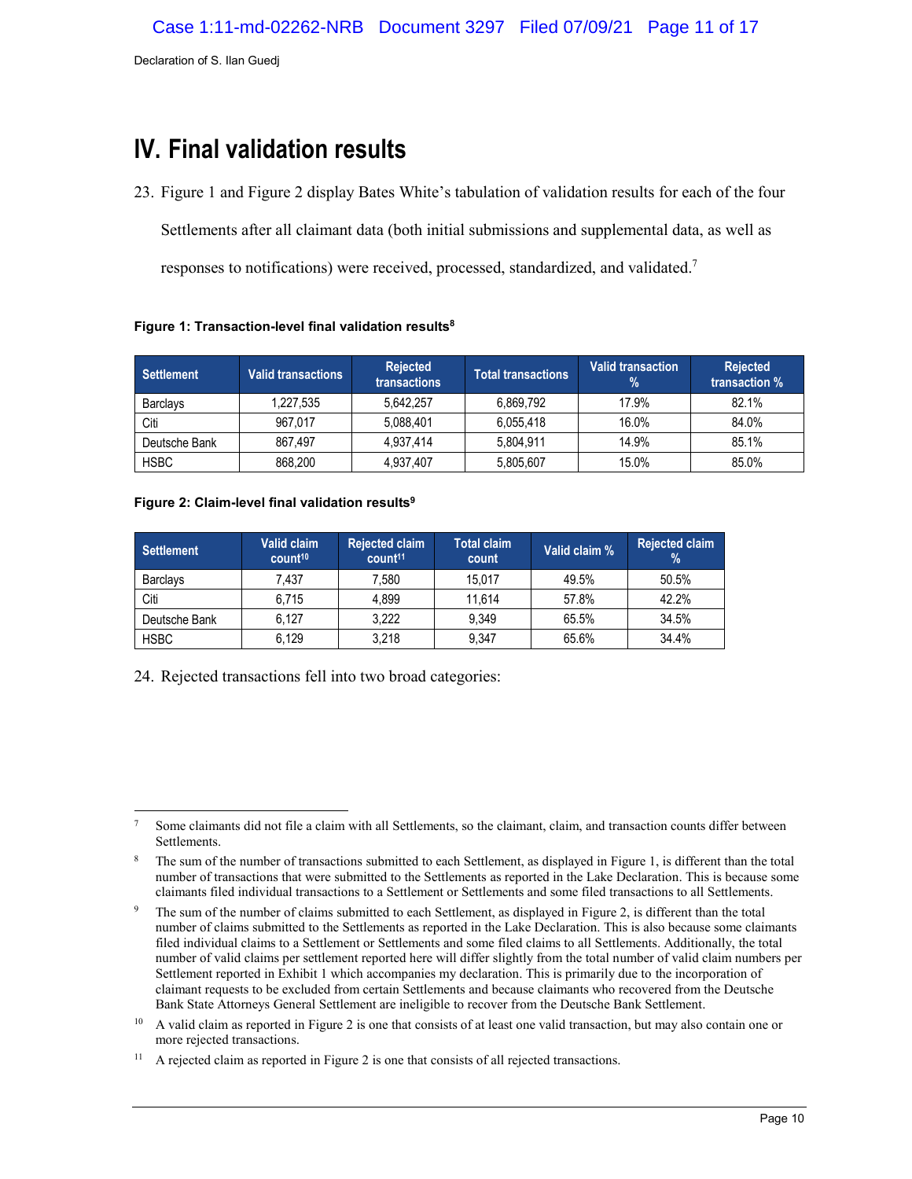# IV. Final validation results

23. Figure 1 and Figure 2 display Bates White's tabulation of validation results for each of the four Settlements after all claimant data (both initial submissions and supplemental data, as well as responses to notifications) were received, processed, standardized, and validated.[7]

**Figure 1: Transaction-level final validation results[8]**

| Settlement | Valid transactions | Rejected transactions | Total transactions | Valid transaction % | Rejected transaction % |
|---|---|---|---|---|---|
| Barclays | 1,227,535 | 5,642,257 | 6,869,792 | 17.9% | 82.1% |
| Citi | 967,017 | 5,088,401 | 6,055,418 | 16.0% | 84.0% |
| Deutsche Bank | 867,497 | 4,937,414 | 5,804,911 | 14.9% | 85.1% |
| HSBC | 868,200 | 4,937,407 | 5,805,607 | 15.0% | 85.0% |

**Figure 2: Claim-level final validation results[9]**

| Settlement | Valid claim count[10] | Rejected claim count[11] | Total claim count | Valid claim % | Rejected claim % |
|---|---|---|---|---|---|
| Barclays | 7,437 | 7,580 | 15,017 | 49.5% | 50.5% |
| Citi | 6,715 | 4,899 | 11,614 | 57.8% | 42.2% |
| Deutsche Bank | 6,127 | 3,222 | 9,349 | 65.5% | 34.5% |
| HSBC | 6,129 | 3,218 | 9,347 | 65.6% | 34.4% |

24. Rejected transactions fell into two broad categories:

---

[7] Some claimants did not file a claim with all Settlements, so the claimant, claim, and transaction counts differ between Settlements.

[8] The sum of the number of transactions submitted to each Settlement, as displayed in Figure 1, is different than the total number of transactions that were submitted to the Settlements as reported in the Lake Declaration. This is because some claimants filed individual transactions to a Settlement or Settlements and some filed transactions to all Settlements.

[9] The sum of the number of claims submitted to each Settlement, as displayed in Figure 2, is different than the total number of claims submitted to the Settlements as reported in the Lake Declaration. This is also because some claimants filed individual claims to a Settlement or Settlements and some filed claims to all Settlements. Additionally, the total number of valid claims per settlement reported here will differ slightly from the total number of valid claim numbers per Settlement reported in Exhibit 1 which accompanies my declaration. This is primarily due to the incorporation of claimant requests to be excluded from certain Settlements and because claimants who recovered from the Deutsche Bank State Attorneys General Settlement are ineligible to recover from the Deutsche Bank Settlement.

[10] A valid claim as reported in Figure 2 is one that consists of at least one valid transaction, but may also contain one or more rejected transactions.

[11] A rejected claim as reported in Figure 2 is one that consists of all rejected transactions.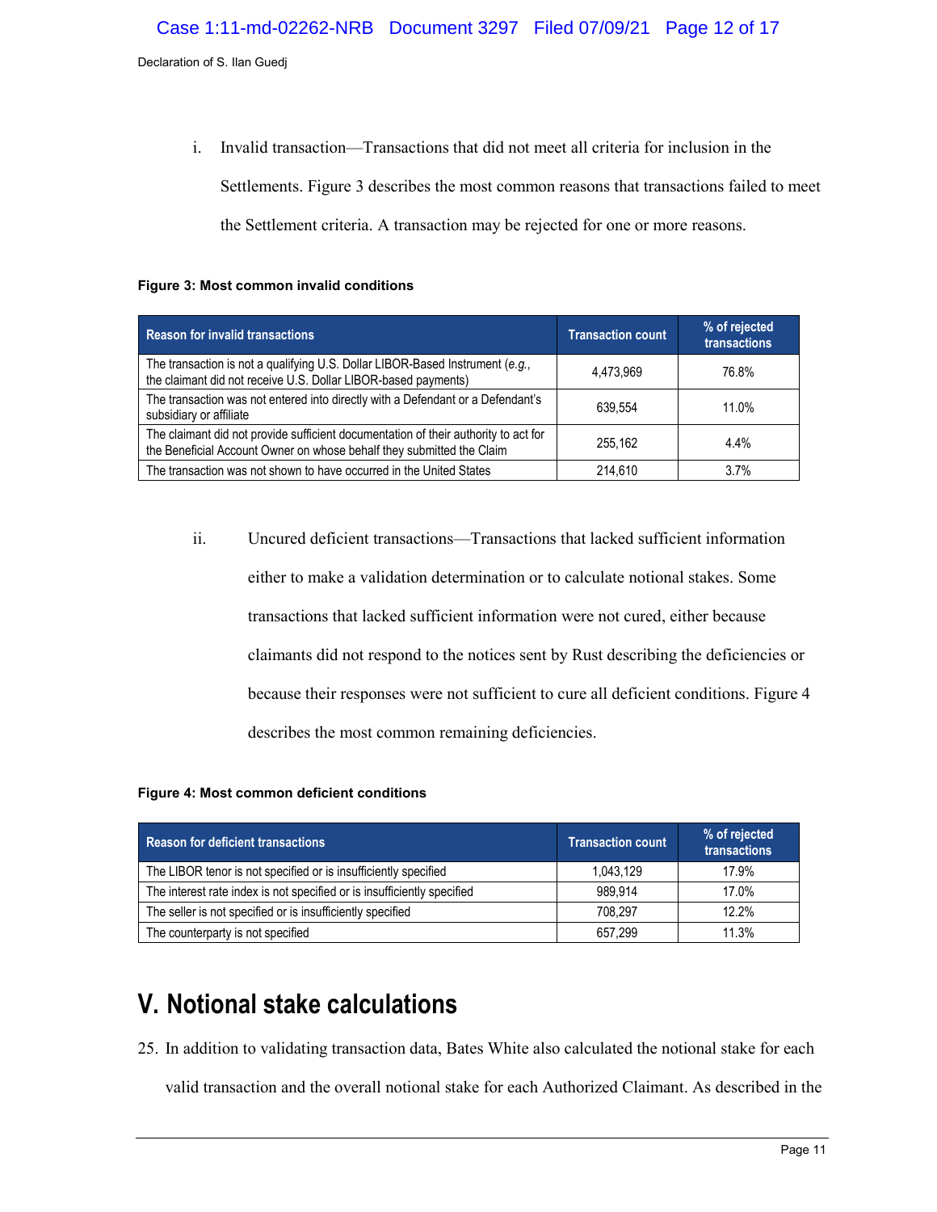i. Invalid transaction—Transactions that did not meet all criteria for inclusion in the Settlements. Figure 3 describes the most common reasons that transactions failed to meet the Settlement criteria. A transaction may be rejected for one or more reasons.

**Figure 3: Most common invalid conditions**

| Reason for invalid transactions | Transaction count | % of rejected transactions |
|---|---|---|
| The transaction is not a qualifying U.S. Dollar LIBOR-Based Instrument (*e.g.*, the claimant did not receive U.S. Dollar LIBOR-based payments) | 4,473,969 | 76.8% |
| The transaction was not entered into directly with a Defendant or a Defendant's subsidiary or affiliate | 639,554 | 11.0% |
| The claimant did not provide sufficient documentation of their authority to act for the Beneficial Account Owner on whose behalf they submitted the Claim | 255,162 | 4.4% |
| The transaction was not shown to have occurred in the United States | 214,610 | 3.7% |

ii. Uncured deficient transactions—Transactions that lacked sufficient information either to make a validation determination or to calculate notional stakes. Some transactions that lacked sufficient information were not cured, either because claimants did not respond to the notices sent by Rust describing the deficiencies or because their responses were not sufficient to cure all deficient conditions. Figure 4 describes the most common remaining deficiencies.

**Figure 4: Most common deficient conditions**

| Reason for deficient transactions | Transaction count | % of rejected transactions |
|---|---|---|
| The LIBOR tenor is not specified or is insufficiently specified | 1,043,129 | 17.9% |
| The interest rate index is not specified or is insufficiently specified | 989,914 | 17.0% |
| The seller is not specified or is insufficiently specified | 708,297 | 12.2% |
| The counterparty is not specified | 657,299 | 11.3% |

# V. Notional stake calculations

25. In addition to validating transaction data, Bates White also calculated the notional stake for each valid transaction and the overall notional stake for each Authorized Claimant. As described in the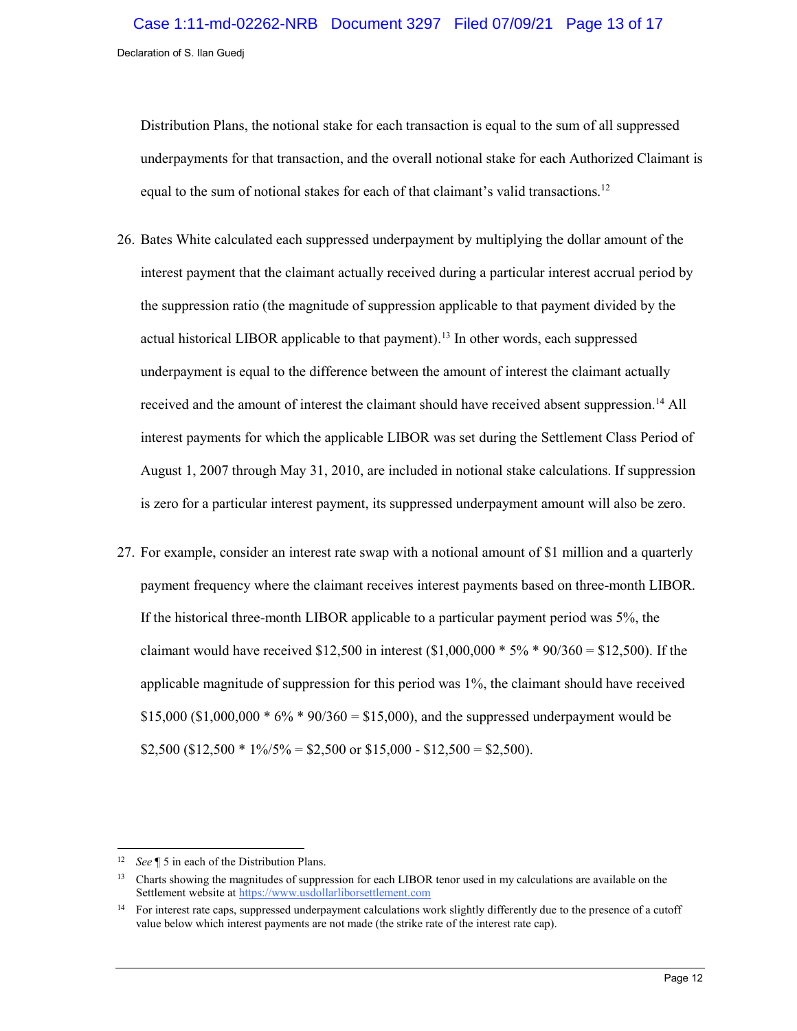Distribution Plans, the notional stake for each transaction is equal to the sum of all suppressed underpayments for that transaction, and the overall notional stake for each Authorized Claimant is equal to the sum of notional stakes for each of that claimant's valid transactions.[12]

26. Bates White calculated each suppressed underpayment by multiplying the dollar amount of the interest payment that the claimant actually received during a particular interest accrual period by the suppression ratio (the magnitude of suppression applicable to that payment divided by the actual historical LIBOR applicable to that payment).[13] In other words, each suppressed underpayment is equal to the difference between the amount of interest the claimant actually received and the amount of interest the claimant should have received absent suppression.[14] All interest payments for which the applicable LIBOR was set during the Settlement Class Period of August 1, 2007 through May 31, 2010, are included in notional stake calculations. If suppression is zero for a particular interest payment, its suppressed underpayment amount will also be zero.

27. For example, consider an interest rate swap with a notional amount of $1 million and a quarterly payment frequency where the claimant receives interest payments based on three-month LIBOR. If the historical three-month LIBOR applicable to a particular payment period was 5%, the claimant would have received $12,500 in interest ($1,000,000 * 5% * 90/360 = $12,500). If the applicable magnitude of suppression for this period was 1%, the claimant should have received $15,000 ($1,000,000 * 6% * 90/360 = $15,000), and the suppressed underpayment would be $2,500 ($12,500 * 1%/5% = $2,500 or $15,000 - $12,500 = $2,500).

---

[12] *See* ¶ 5 in each of the Distribution Plans.

[13] Charts showing the magnitudes of suppression for each LIBOR tenor used in my calculations are available on the Settlement website at https://www.usdollarliborsettlement.com

[14] For interest rate caps, suppressed underpayment calculations work slightly differently due to the presence of a cutoff value below which interest payments are not made (the strike rate of the interest rate cap).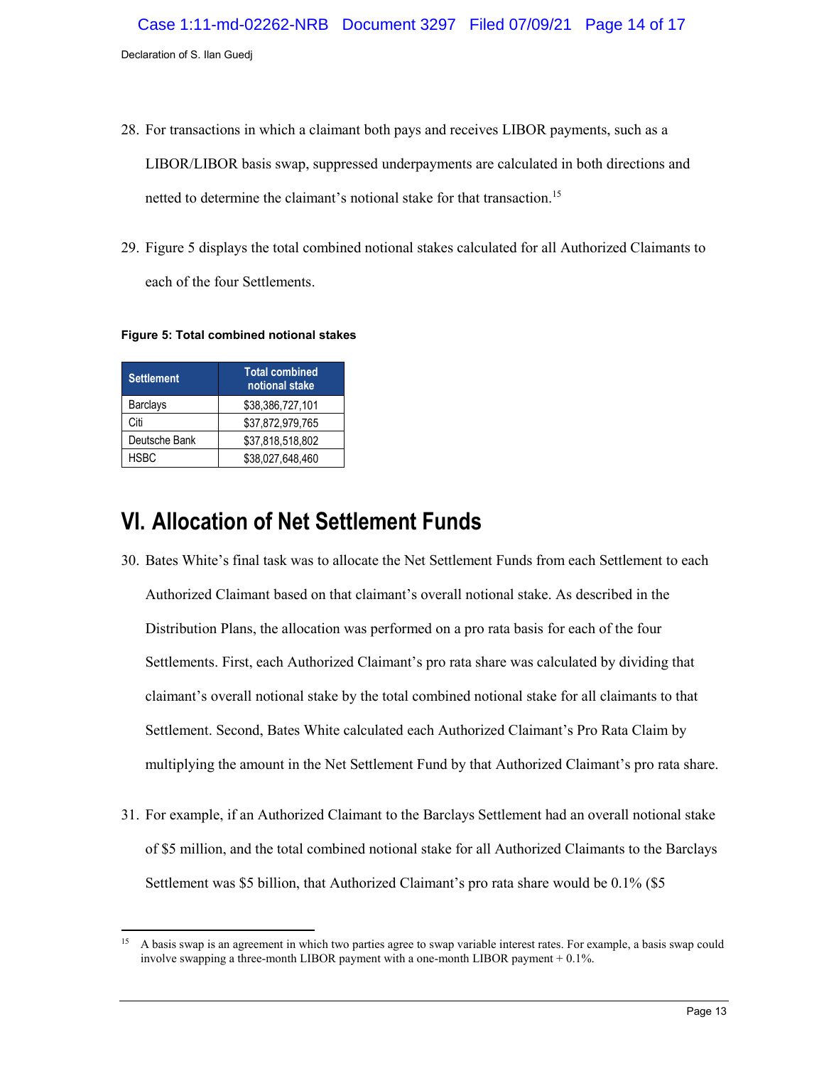28. For transactions in which a claimant both pays and receives LIBOR payments, such as a LIBOR/LIBOR basis swap, suppressed underpayments are calculated in both directions and netted to determine the claimant's notional stake for that transaction.[15]

29. Figure 5 displays the total combined notional stakes calculated for all Authorized Claimants to each of the four Settlements.

**Figure 5: Total combined notional stakes**

| Settlement | Total combined notional stake |
|---|---|
| Barclays | $38,386,727,101 |
| Citi | $37,872,979,765 |
| Deutsche Bank | $37,818,518,802 |
| HSBC | $38,027,648,460 |

# VI. Allocation of Net Settlement Funds

30. Bates White's final task was to allocate the Net Settlement Funds from each Settlement to each Authorized Claimant based on that claimant's overall notional stake. As described in the Distribution Plans, the allocation was performed on a pro rata basis for each of the four Settlements. First, each Authorized Claimant's pro rata share was calculated by dividing that claimant's overall notional stake by the total combined notional stake for all claimants to that Settlement. Second, Bates White calculated each Authorized Claimant's Pro Rata Claim by multiplying the amount in the Net Settlement Fund by that Authorized Claimant's pro rata share.

31. For example, if an Authorized Claimant to the Barclays Settlement had an overall notional stake of $5 million, and the total combined notional stake for all Authorized Claimants to the Barclays Settlement was $5 billion, that Authorized Claimant's pro rata share would be 0.1% ($5

---

[15] A basis swap is an agreement in which two parties agree to swap variable interest rates. For example, a basis swap could involve swapping a three-month LIBOR payment with a one-month LIBOR payment + 0.1%.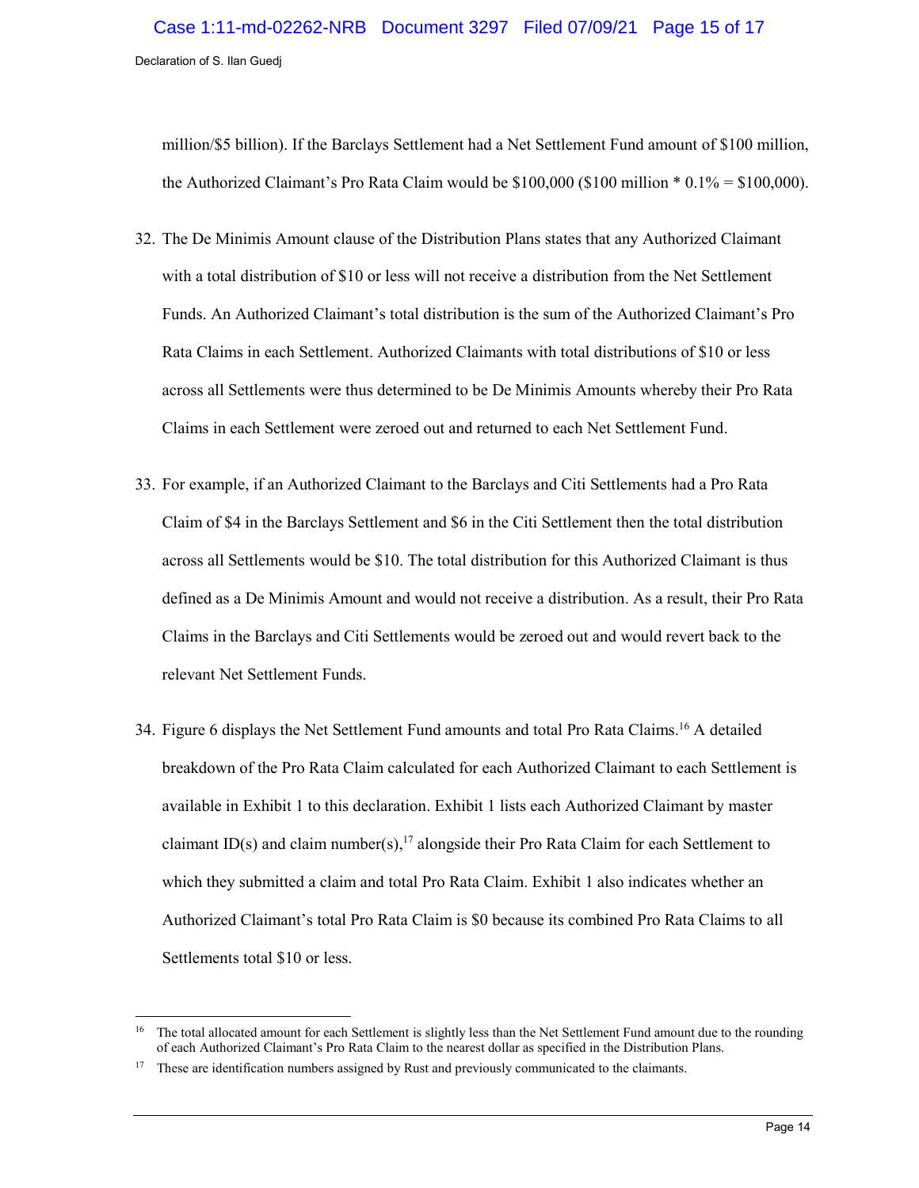million/$5 billion). If the Barclays Settlement had a Net Settlement Fund amount of $100 million, the Authorized Claimant's Pro Rata Claim would be $100,000 ($100 million * 0.1% = $100,000).

32. The De Minimis Amount clause of the Distribution Plans states that any Authorized Claimant with a total distribution of $10 or less will not receive a distribution from the Net Settlement Funds. An Authorized Claimant's total distribution is the sum of the Authorized Claimant's Pro Rata Claims in each Settlement. Authorized Claimants with total distributions of $10 or less across all Settlements were thus determined to be De Minimis Amounts whereby their Pro Rata Claims in each Settlement were zeroed out and returned to each Net Settlement Fund.

33. For example, if an Authorized Claimant to the Barclays and Citi Settlements had a Pro Rata Claim of $4 in the Barclays Settlement and $6 in the Citi Settlement then the total distribution across all Settlements would be $10. The total distribution for this Authorized Claimant is thus defined as a De Minimis Amount and would not receive a distribution. As a result, their Pro Rata Claims in the Barclays and Citi Settlements would be zeroed out and would revert back to the relevant Net Settlement Funds.

34. Figure 6 displays the Net Settlement Fund amounts and total Pro Rata Claims.[16] A detailed breakdown of the Pro Rata Claim calculated for each Authorized Claimant to each Settlement is available in Exhibit 1 to this declaration. Exhibit 1 lists each Authorized Claimant by master claimant ID(s) and claim number(s),[17] alongside their Pro Rata Claim for each Settlement to which they submitted a claim and total Pro Rata Claim. Exhibit 1 also indicates whether an Authorized Claimant's total Pro Rata Claim is $0 because its combined Pro Rata Claims to all Settlements total $10 or less.

---

[16] The total allocated amount for each Settlement is slightly less than the Net Settlement Fund amount due to the rounding of each Authorized Claimant's Pro Rata Claim to the nearest dollar as specified in the Distribution Plans.

[17] These are identification numbers assigned by Rust and previously communicated to the claimants.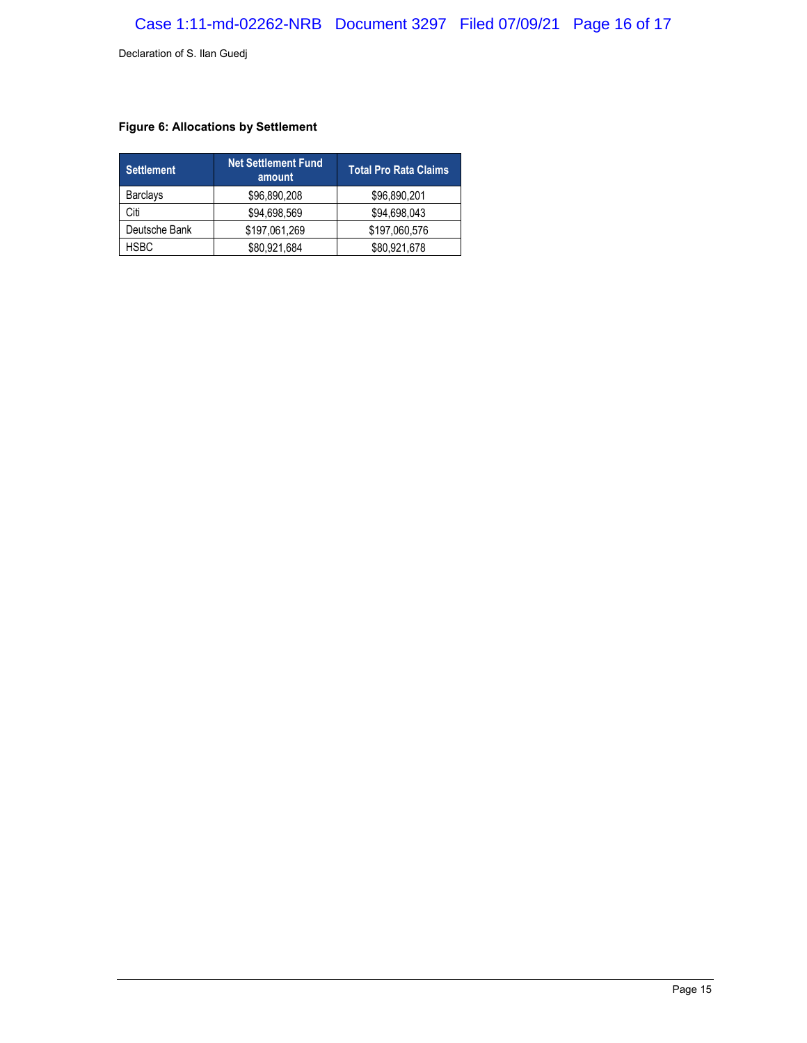**Figure 6: Allocations by Settlement**

| Settlement | Net Settlement Fund amount | Total Pro Rata Claims |
| --- | --- | --- |
| Barclays | $96,890,208 | $96,890,201 |
| Citi | $94,698,569 | $94,698,043 |
| Deutsche Bank | $197,061,269 | $197,060,576 |
| HSBC | $80,921,684 | $80,921,678 |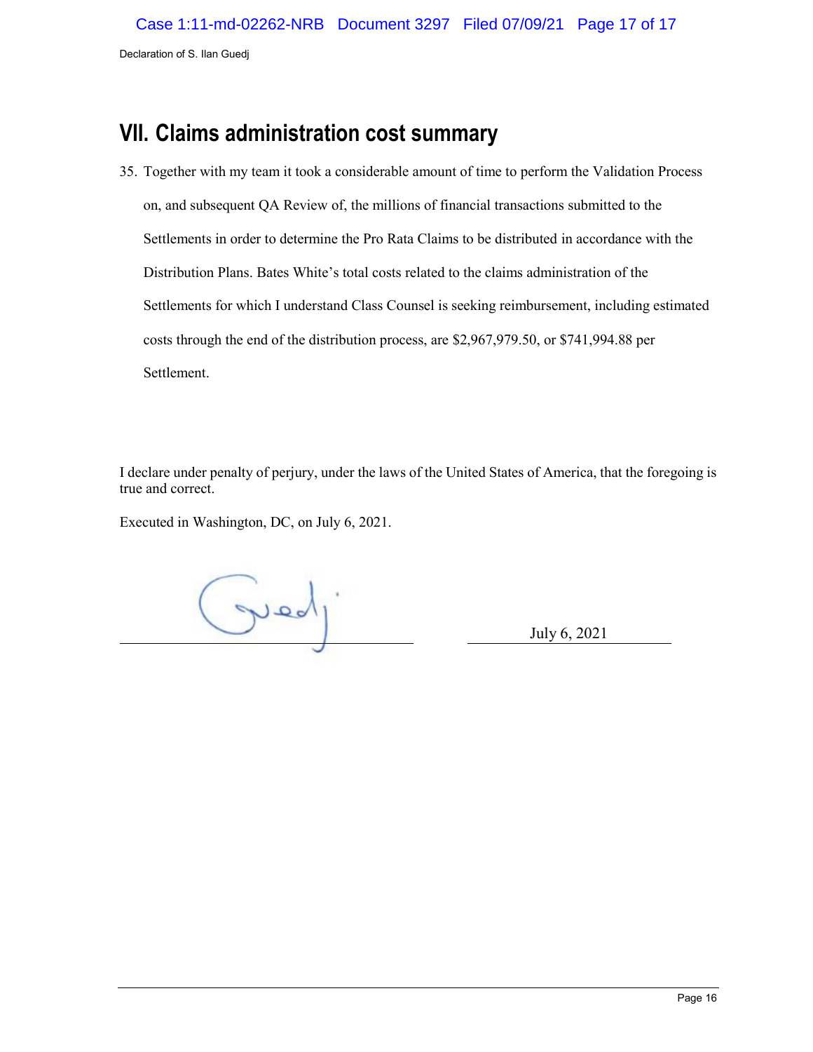## VII. Claims administration cost summary

35. Together with my team it took a considerable amount of time to perform the Validation Process on, and subsequent QA Review of, the millions of financial transactions submitted to the Settlements in order to determine the Pro Rata Claims to be distributed in accordance with the Distribution Plans. Bates White's total costs related to the claims administration of the Settlements for which I understand Class Counsel is seeking reimbursement, including estimated costs through the end of the distribution process, are $2,967,979.50, or $741,994.88 per Settlement.

I declare under penalty of perjury, under the laws of the United States of America, that the foregoing is true and correct.

Executed in Washington, DC, on July 6, 2021.

\_\_\_\_\_\_\_\_\_\_\_\_\_\_\_\_\_\_\_\_\_\_\_\_\_\_\_\_\_\_ July 6, 2021